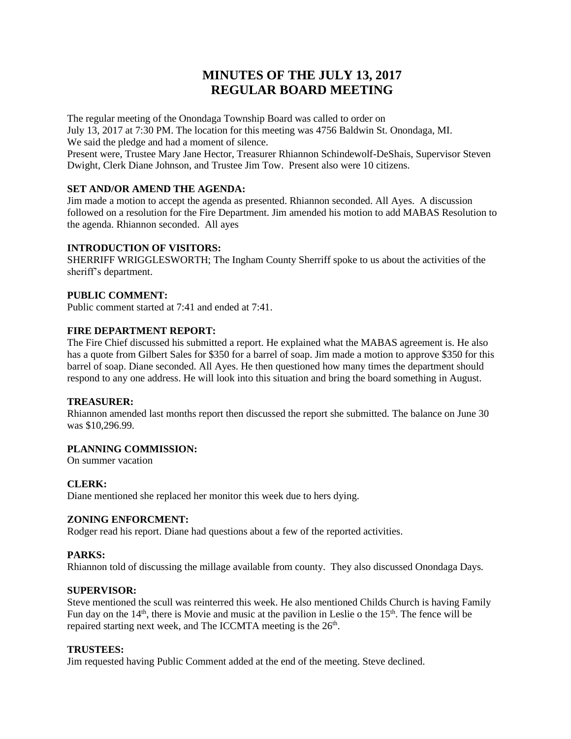# MINUTES OF THE JULY 13, 2017
# REGULAR BOARD MEETING

The regular meeting of the Onondaga Township Board was called to order on
July 13, 2017 at 7:30 PM. The location for this meeting was 4756 Baldwin St. Onondaga, MI.
We said the pledge and had a moment of silence.
Present were, Trustee Mary Jane Hector, Treasurer Rhiannon Schindewolf-DeShais, Supervisor Steven Dwight, Clerk Diane Johnson, and Trustee Jim Tow. Present also were 10 citizens.

**SET AND/OR AMEND THE AGENDA:**
Jim made a motion to accept the agenda as presented. Rhiannon seconded. All Ayes. A discussion followed on a resolution for the Fire Department. Jim amended his motion to add MABAS Resolution to the agenda. Rhiannon seconded. All ayes

**INTRODUCTION OF VISITORS:**
SHERRIFF WRIGGLESWORTH; The Ingham County Sherriff spoke to us about the activities of the sheriff's department.

**PUBLIC COMMENT:**
Public comment started at 7:41 and ended at 7:41.

**FIRE DEPARTMENT REPORT:**
The Fire Chief discussed his submitted a report. He explained what the MABAS agreement is. He also has a quote from Gilbert Sales for $350 for a barrel of soap. Jim made a motion to approve $350 for this barrel of soap. Diane seconded. All Ayes. He then questioned how many times the department should respond to any one address. He will look into this situation and bring the board something in August.

**TREASURER:**
Rhiannon amended last months report then discussed the report she submitted. The balance on June 30 was $10,296.99.

**PLANNING COMMISSION:**
On summer vacation

**CLERK:**
Diane mentioned she replaced her monitor this week due to hers dying.

**ZONING ENFORCMENT:**
Rodger read his report. Diane had questions about a few of the reported activities.

**PARKS:**
Rhiannon told of discussing the millage available from county. They also discussed Onondaga Days.

**SUPERVISOR:**
Steve mentioned the scull was reinterred this week. He also mentioned Childs Church is having Family Fun day on the 14th, there is Movie and music at the pavilion in Leslie o the 15th. The fence will be repaired starting next week, and The ICCMTA meeting is the 26th.

**TRUSTEES:**
Jim requested having Public Comment added at the end of the meeting. Steve declined.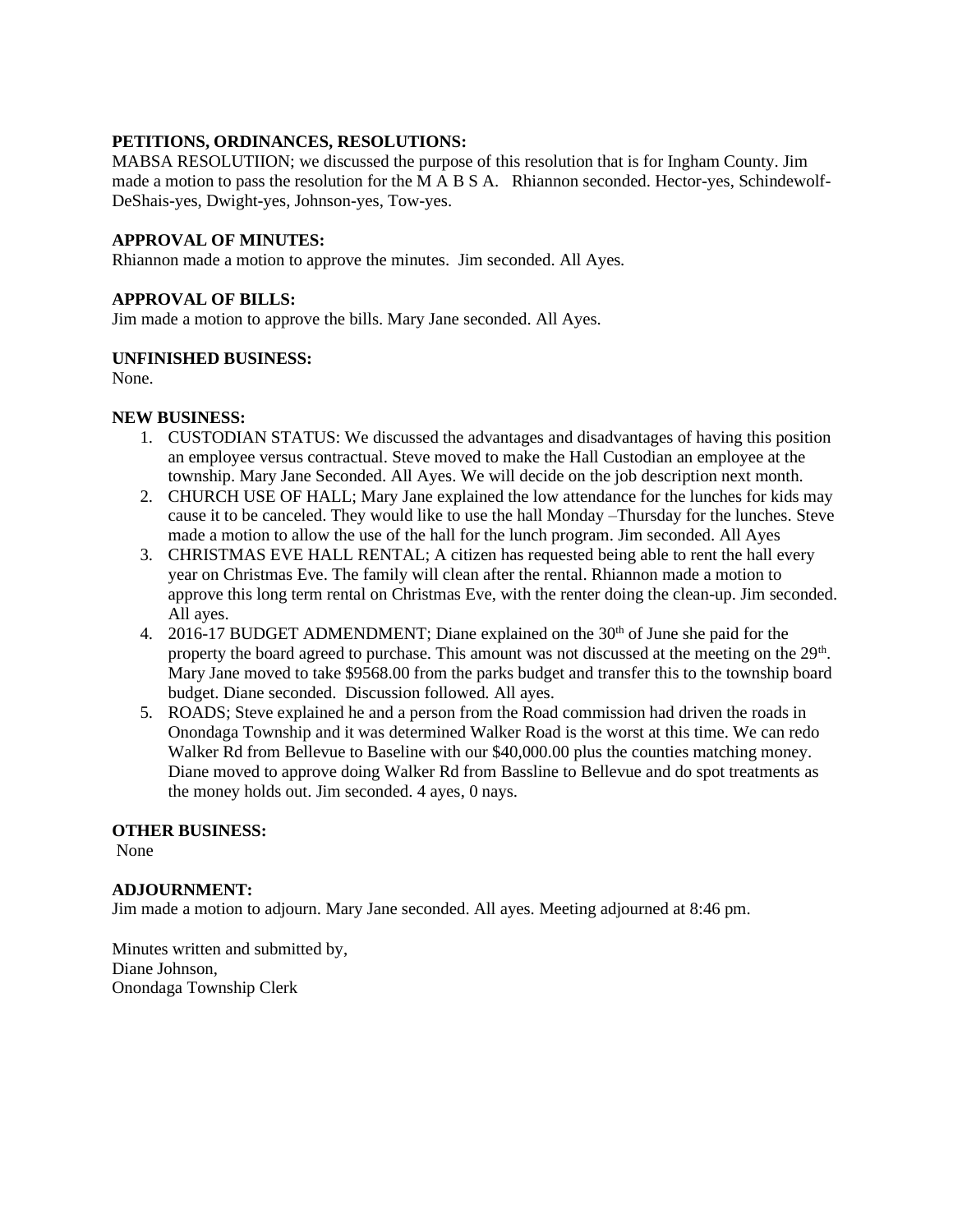**PETITIONS, ORDINANCES, RESOLUTIONS:**
MABSA RESOLUTIION; we discussed the purpose of this resolution that is for Ingham County. Jim made a motion to pass the resolution for the M A B S A. Rhiannon seconded. Hector-yes, Schindewolf-DeShais-yes, Dwight-yes, Johnson-yes, Tow-yes.

**APPROVAL OF MINUTES:**
Rhiannon made a motion to approve the minutes. Jim seconded. All Ayes.

**APPROVAL OF BILLS:**
Jim made a motion to approve the bills. Mary Jane seconded. All Ayes.

**UNFINISHED BUSINESS:**
None.

**NEW BUSINESS:**

1. CUSTODIAN STATUS: We discussed the advantages and disadvantages of having this position an employee versus contractual. Steve moved to make the Hall Custodian an employee at the township. Mary Jane Seconded. All Ayes. We will decide on the job description next month.
2. CHURCH USE OF HALL; Mary Jane explained the low attendance for the lunches for kids may cause it to be canceled. They would like to use the hall Monday –Thursday for the lunches. Steve made a motion to allow the use of the hall for the lunch program. Jim seconded. All Ayes
3. CHRISTMAS EVE HALL RENTAL; A citizen has requested being able to rent the hall every year on Christmas Eve. The family will clean after the rental. Rhiannon made a motion to approve this long term rental on Christmas Eve, with the renter doing the clean-up. Jim seconded. All ayes.
4. 2016-17 BUDGET ADMENDMENT; Diane explained on the 30th of June she paid for the property the board agreed to purchase. This amount was not discussed at the meeting on the 29th. Mary Jane moved to take $9568.00 from the parks budget and transfer this to the township board budget. Diane seconded. Discussion followed. All ayes.
5. ROADS; Steve explained he and a person from the Road commission had driven the roads in Onondaga Township and it was determined Walker Road is the worst at this time. We can redo Walker Rd from Bellevue to Baseline with our $40,000.00 plus the counties matching money. Diane moved to approve doing Walker Rd from Bassline to Bellevue and do spot treatments as the money holds out. Jim seconded. 4 ayes, 0 nays.

**OTHER BUSINESS:**
None

**ADJOURNMENT:**
Jim made a motion to adjourn. Mary Jane seconded. All ayes. Meeting adjourned at 8:46 pm.

Minutes written and submitted by,
Diane Johnson,
Onondaga Township Clerk